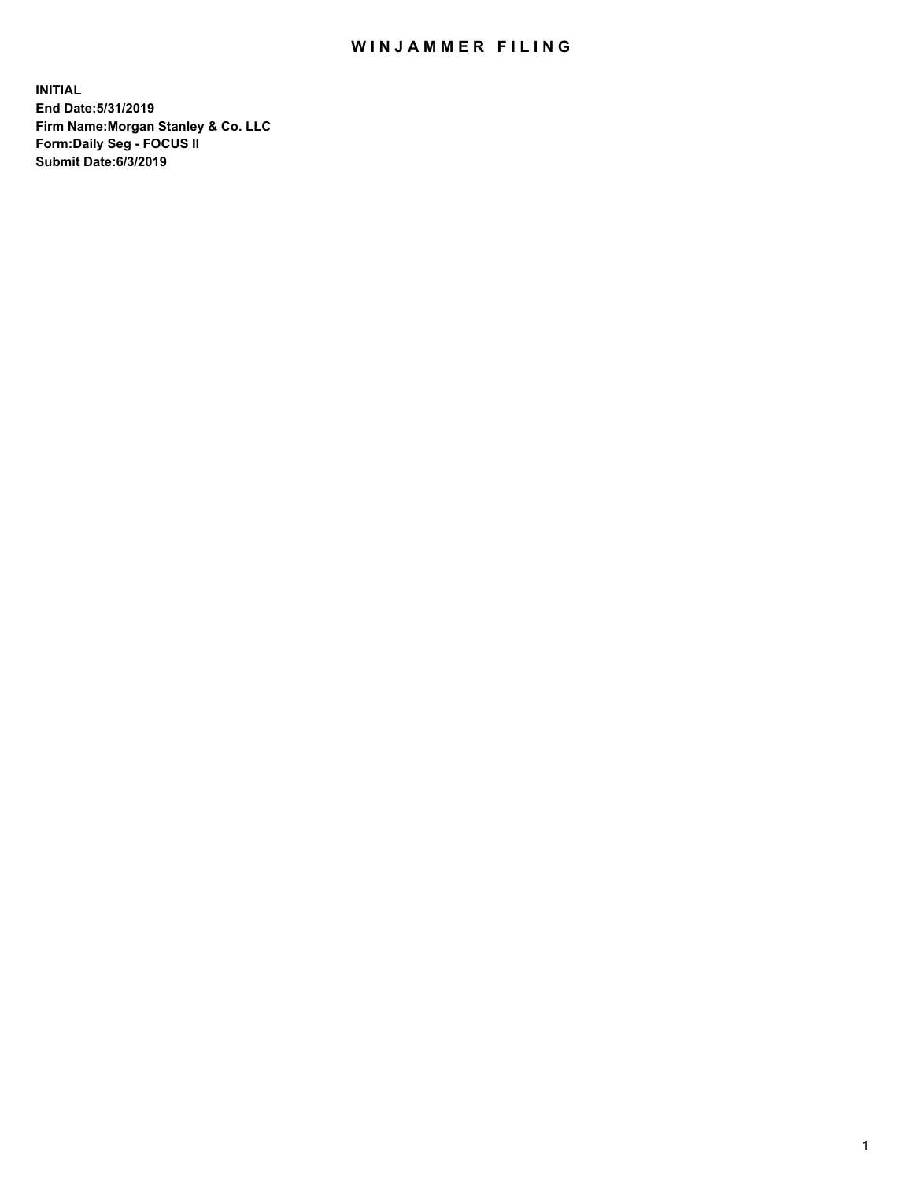# WINJAMMER FILING

**INITIAL**
**End Date:5/31/2019**
**Firm Name:Morgan Stanley & Co. LLC**
**Form:Daily Seg - FOCUS II**
**Submit Date:6/3/2019**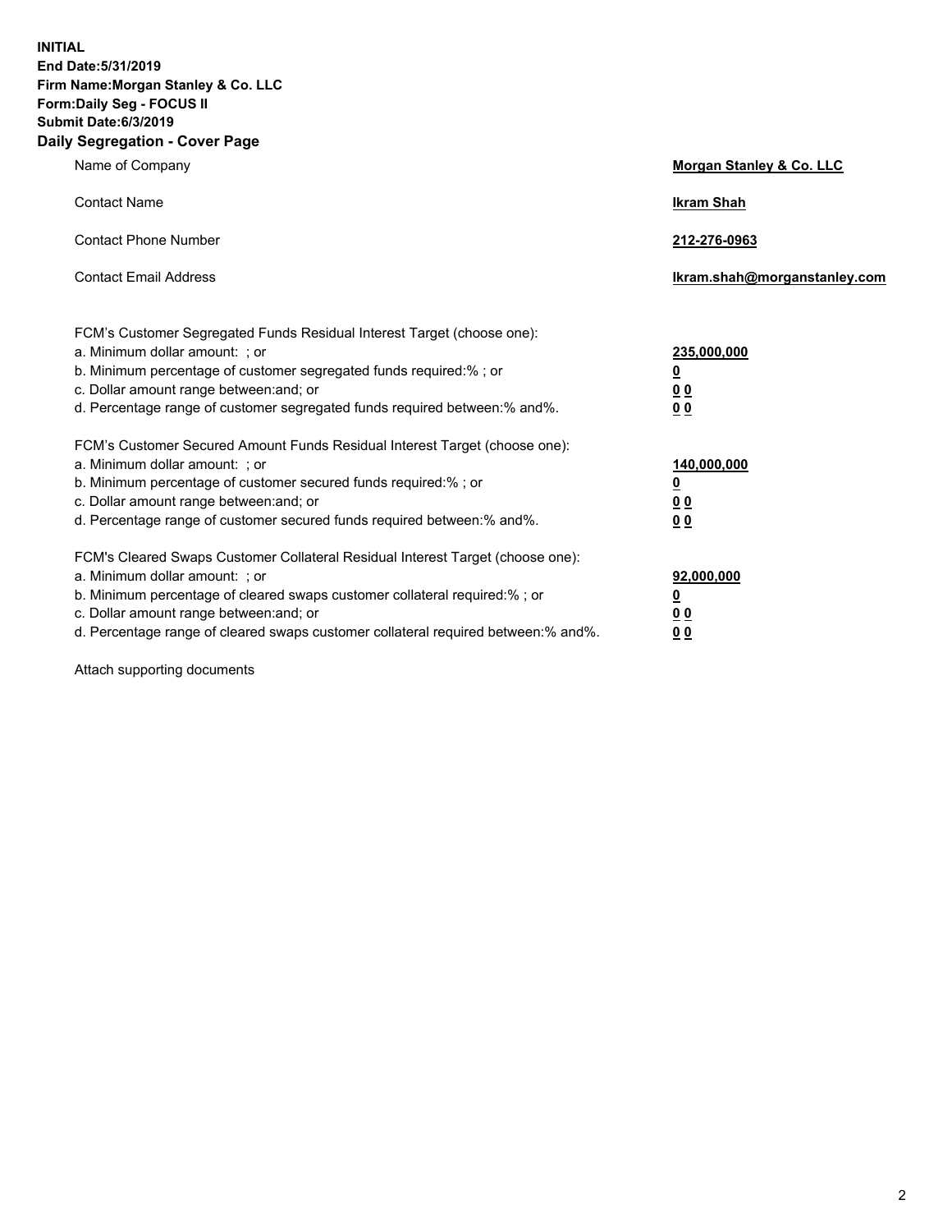**INITIAL**
**End Date:5/31/2019**
**Firm Name:Morgan Stanley & Co. LLC**
**Form:Daily Seg - FOCUS II**
**Submit Date:6/3/2019**
**Daily Segregation - Cover Page**

| | |
|---|---|
| Name of Company | **Morgan Stanley & Co. LLC** |
| Contact Name | **Ikram Shah** |
| Contact Phone Number | **212-276-0963** |
| Contact Email Address | **Ikram.shah@morganstanley.com** |

| | |
|---|---|
| FCM's Customer Segregated Funds Residual Interest Target (choose one): | |
| a. Minimum dollar amount: ; or | **235,000,000** |
| b. Minimum percentage of customer segregated funds required:% ; or | **0** |
| c. Dollar amount range between:and; or | **0 0** |
| d. Percentage range of customer segregated funds required between:% and%. | **0 0** |
| FCM's Customer Secured Amount Funds Residual Interest Target (choose one): | |
| a. Minimum dollar amount: ; or | **140,000,000** |
| b. Minimum percentage of customer secured funds required:% ; or | **0** |
| c. Dollar amount range between:and; or | **0 0** |
| d. Percentage range of customer secured funds required between:% and%. | **0 0** |
| FCM's Cleared Swaps Customer Collateral Residual Interest Target (choose one): | |
| a. Minimum dollar amount: ; or | **92,000,000** |
| b. Minimum percentage of cleared swaps customer collateral required:% ; or | **0** |
| c. Dollar amount range between:and; or | **0 0** |
| d. Percentage range of cleared swaps customer collateral required between:% and%. | **0 0** |

Attach supporting documents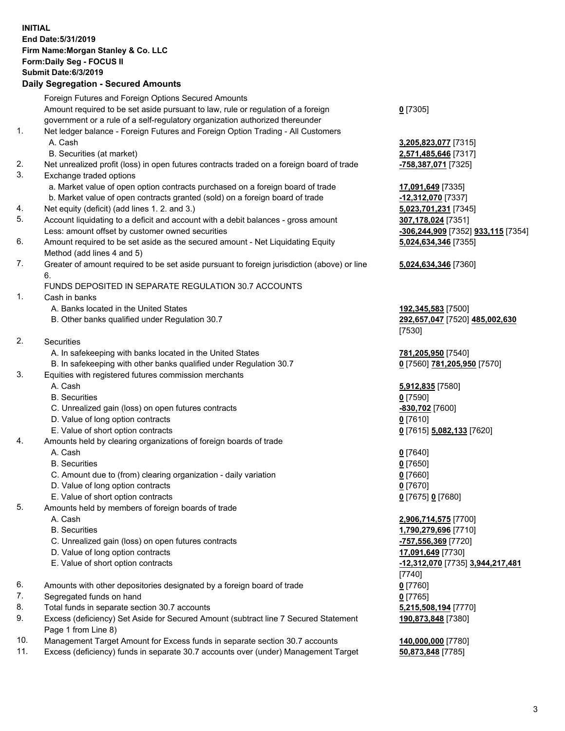**INITIAL**
**End Date:5/31/2019**
**Firm Name:Morgan Stanley & Co. LLC**
**Form:Daily Seg - FOCUS II**
**Submit Date:6/3/2019**

## Daily Segregation - Secured Amounts

| | | |
|---|---|---|
| | Foreign Futures and Foreign Options Secured Amounts | |
| | Amount required to be set aside pursuant to law, rule or regulation of a foreign government or a rule of a self-regulatory organization authorized thereunder | **0** [7305] |
| 1. | Net ledger balance - Foreign Futures and Foreign Option Trading - All Customers | |
| | A. Cash | **3,205,823,077** [7315] |
| | B. Securities (at market) | **2,571,485,646** [7317] |
| 2. | Net unrealized profit (loss) in open futures contracts traded on a foreign board of trade | **-758,387,071** [7325] |
| 3. | Exchange traded options | |
| | a. Market value of open option contracts purchased on a foreign board of trade | **17,091,649** [7335] |
| | b. Market value of open contracts granted (sold) on a foreign board of trade | **-12,312,070** [7337] |
| 4. | Net equity (deficit) (add lines 1. 2. and 3.) | **5,023,701,231** [7345] |
| 5. | Account liquidating to a deficit and account with a debit balances - gross amount | **307,178,024** [7351] |
| | Less: amount offset by customer owned securities | **-306,244,909** [7352] **933,115** [7354] |
| 6. | Amount required to be set aside as the secured amount - Net Liquidating Equity Method (add lines 4 and 5) | **5,024,634,346** [7355] |
| 7. | Greater of amount required to be set aside pursuant to foreign jurisdiction (above) or line 6. | **5,024,634,346** [7360] |
| | FUNDS DEPOSITED IN SEPARATE REGULATION 30.7 ACCOUNTS | |
| 1. | Cash in banks | |
| | A. Banks located in the United States | **192,345,583** [7500] |
| | B. Other banks qualified under Regulation 30.7 | **292,657,047** [7520] **485,002,630** [7530] |
| 2. | Securities | |
| | A. In safekeeping with banks located in the United States | **781,205,950** [7540] |
| | B. In safekeeping with other banks qualified under Regulation 30.7 | **0** [7560] **781,205,950** [7570] |
| 3. | Equities with registered futures commission merchants | |
| | A. Cash | **5,912,835** [7580] |
| | B. Securities | **0** [7590] |
| | C. Unrealized gain (loss) on open futures contracts | **-830,702** [7600] |
| | D. Value of long option contracts | **0** [7610] |
| | E. Value of short option contracts | **0** [7615] **5,082,133** [7620] |
| 4. | Amounts held by clearing organizations of foreign boards of trade | |
| | A. Cash | **0** [7640] |
| | B. Securities | **0** [7650] |
| | C. Amount due to (from) clearing organization - daily variation | **0** [7660] |
| | D. Value of long option contracts | **0** [7670] |
| | E. Value of short option contracts | **0** [7675] **0** [7680] |
| 5. | Amounts held by members of foreign boards of trade | |
| | A. Cash | **2,906,714,575** [7700] |
| | B. Securities | **1,790,279,696** [7710] |
| | C. Unrealized gain (loss) on open futures contracts | **-757,556,369** [7720] |
| | D. Value of long option contracts | **17,091,649** [7730] |
| | E. Value of short option contracts | **-12,312,070** [7735] **3,944,217,481** [7740] |
| 6. | Amounts with other depositories designated by a foreign board of trade | **0** [7760] |
| 7. | Segregated funds on hand | **0** [7765] |
| 8. | Total funds in separate section 30.7 accounts | **5,215,508,194** [7770] |
| 9. | Excess (deficiency) Set Aside for Secured Amount (subtract line 7 Secured Statement Page 1 from Line 8) | **190,873,848** [7380] |
| 10. | Management Target Amount for Excess funds in separate section 30.7 accounts | **140,000,000** [7780] |
| 11. | Excess (deficiency) funds in separate 30.7 accounts over (under) Management Target | **50,873,848** [7785] |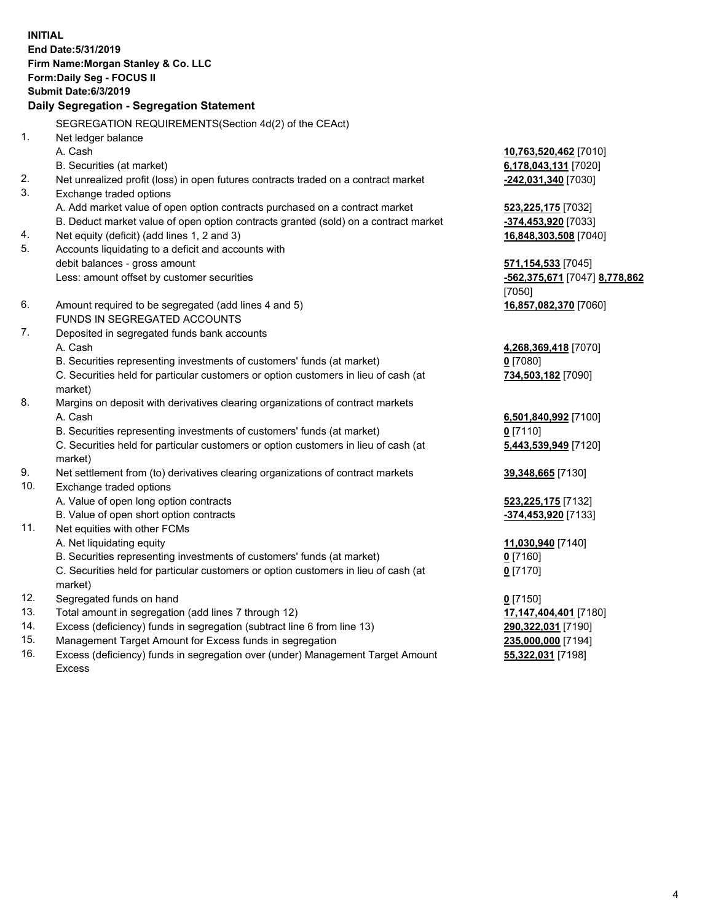**INITIAL**
**End Date:5/31/2019**
**Firm Name:Morgan Stanley & Co. LLC**
**Form:Daily Seg - FOCUS II**
**Submit Date:6/3/2019**

## Daily Segregation - Segregation Statement

SEGREGATION REQUIREMENTS(Section 4d(2) of the CEAct)

| | | |
|---|---|---|
| 1. | Net ledger balance | |
| | A. Cash | **10,763,520,462** [7010] |
| | B. Securities (at market) | **6,178,043,131** [7020] |
| 2. | Net unrealized profit (loss) in open futures contracts traded on a contract market | **-242,031,340** [7030] |
| 3. | Exchange traded options | |
| | A. Add market value of open option contracts purchased on a contract market | **523,225,175** [7032] |
| | B. Deduct market value of open option contracts granted (sold) on a contract market | **-374,453,920** [7033] |
| 4. | Net equity (deficit) (add lines 1, 2 and 3) | **16,848,303,508** [7040] |
| 5. | Accounts liquidating to a deficit and accounts with debit balances - gross amount | **571,154,533** [7045] |
| | Less: amount offset by customer securities | **-562,375,671** [7047] **8,778,862** [7050] |
| 6. | Amount required to be segregated (add lines 4 and 5) | **16,857,082,370** [7060] |
| | FUNDS IN SEGREGATED ACCOUNTS | |
| 7. | Deposited in segregated funds bank accounts | |
| | A. Cash | **4,268,369,418** [7070] |
| | B. Securities representing investments of customers' funds (at market) | **0** [7080] |
| | C. Securities held for particular customers or option customers in lieu of cash (at market) | **734,503,182** [7090] |
| 8. | Margins on deposit with derivatives clearing organizations of contract markets | |
| | A. Cash | **6,501,840,992** [7100] |
| | B. Securities representing investments of customers' funds (at market) | **0** [7110] |
| | C. Securities held for particular customers or option customers in lieu of cash (at market) | **5,443,539,949** [7120] |
| 9. | Net settlement from (to) derivatives clearing organizations of contract markets | **39,348,665** [7130] |
| 10. | Exchange traded options | |
| | A. Value of open long option contracts | **523,225,175** [7132] |
| | B. Value of open short option contracts | **-374,453,920** [7133] |
| 11. | Net equities with other FCMs | |
| | A. Net liquidating equity | **11,030,940** [7140] |
| | B. Securities representing investments of customers' funds (at market) | **0** [7160] |
| | C. Securities held for particular customers or option customers in lieu of cash (at market) | **0** [7170] |
| 12. | Segregated funds on hand | **0** [7150] |
| 13. | Total amount in segregation (add lines 7 through 12) | **17,147,404,401** [7180] |
| 14. | Excess (deficiency) funds in segregation (subtract line 6 from line 13) | **290,322,031** [7190] |
| 15. | Management Target Amount for Excess funds in segregation | **235,000,000** [7194] |
| 16. | Excess (deficiency) funds in segregation over (under) Management Target Amount Excess | **55,322,031** [7198] |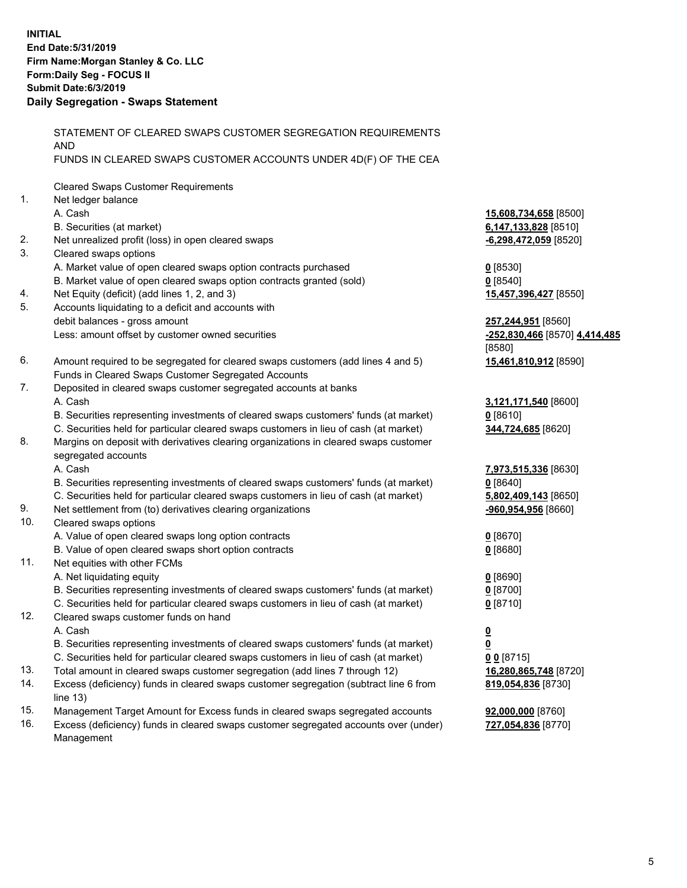**INITIAL**
**End Date:5/31/2019**
**Firm Name:Morgan Stanley & Co. LLC**
**Form:Daily Seg - FOCUS II**
**Submit Date:6/3/2019**
**Daily Segregation - Swaps Statement**

STATEMENT OF CLEARED SWAPS CUSTOMER SEGREGATION REQUIREMENTS AND FUNDS IN CLEARED SWAPS CUSTOMER ACCOUNTS UNDER 4D(F) OF THE CEA

| | | |
|---|---|---|
| | Cleared Swaps Customer Requirements | |
| 1. | Net ledger balance | |
| | A. Cash | **15,608,734,658** [8500] |
| | B. Securities (at market) | **6,147,133,828** [8510] |
| 2. | Net unrealized profit (loss) in open cleared swaps | **-6,298,472,059** [8520] |
| 3. | Cleared swaps options | |
| | A. Market value of open cleared swaps option contracts purchased | **0** [8530] |
| | B. Market value of open cleared swaps option contracts granted (sold) | **0** [8540] |
| 4. | Net Equity (deficit) (add lines 1, 2, and 3) | **15,457,396,427** [8550] |
| 5. | Accounts liquidating to a deficit and accounts with debit balances - gross amount | **257,244,951** [8560] |
| | Less: amount offset by customer owned securities | **-252,830,466** [8570] **4,414,485** [8580] |
| 6. | Amount required to be segregated for cleared swaps customers (add lines 4 and 5) | **15,461,810,912** [8590] |
| | Funds in Cleared Swaps Customer Segregated Accounts | |
| 7. | Deposited in cleared swaps customer segregated accounts at banks | |
| | A. Cash | **3,121,171,540** [8600] |
| | B. Securities representing investments of cleared swaps customers' funds (at market) | **0** [8610] |
| | C. Securities held for particular cleared swaps customers in lieu of cash (at market) | **344,724,685** [8620] |
| 8. | Margins on deposit with derivatives clearing organizations in cleared swaps customer segregated accounts | |
| | A. Cash | **7,973,515,336** [8630] |
| | B. Securities representing investments of cleared swaps customers' funds (at market) | **0** [8640] |
| | C. Securities held for particular cleared swaps customers in lieu of cash (at market) | **5,802,409,143** [8650] |
| 9. | Net settlement from (to) derivatives clearing organizations | **-960,954,956** [8660] |
| 10. | Cleared swaps options | |
| | A. Value of open cleared swaps long option contracts | **0** [8670] |
| | B. Value of open cleared swaps short option contracts | **0** [8680] |
| 11. | Net equities with other FCMs | |
| | A. Net liquidating equity | **0** [8690] |
| | B. Securities representing investments of cleared swaps customers' funds (at market) | **0** [8700] |
| | C. Securities held for particular cleared swaps customers in lieu of cash (at market) | **0** [8710] |
| 12. | Cleared swaps customer funds on hand | |
| | A. Cash | **0** |
| | B. Securities representing investments of cleared swaps customers' funds (at market) | **0** |
| | C. Securities held for particular cleared swaps customers in lieu of cash (at market) | **0** **0** [8715] |
| 13. | Total amount in cleared swaps customer segregation (add lines 7 through 12) | **16,280,865,748** [8720] |
| 14. | Excess (deficiency) funds in cleared swaps customer segregation (subtract line 6 from line 13) | **819,054,836** [8730] |
| 15. | Management Target Amount for Excess funds in cleared swaps segregated accounts | **92,000,000** [8760] |
| 16. | Excess (deficiency) funds in cleared swaps customer segregated accounts over (under) Management | **727,054,836** [8770] |